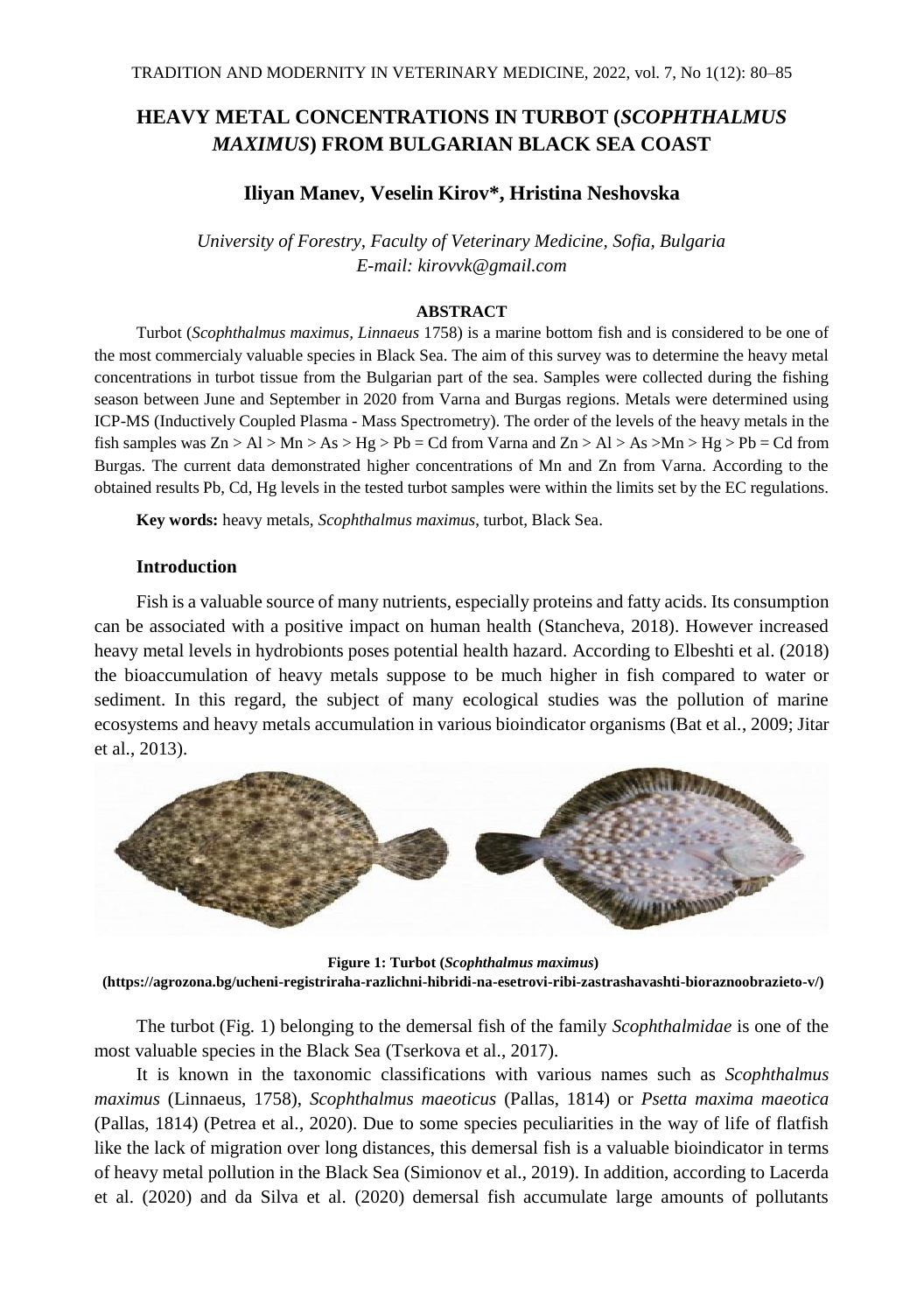# HEAVY METAL CONCENTRATIONS IN TURBOT (*SCOPHTHALMUS MAXIMUS*) FROM BULGARIAN BLACK SEA COAST

**Iliyan Manev, Veselin Kirov\*, Hristina Neshovska**

*University of Forestry, Faculty of Veterinary Medicine, Sofia, Bulgaria*
*E-mail: kirovvk@gmail.com*

## ABSTRACT

Turbot (*Scophthalmus maximus, Linnaeus* 1758) is a marine bottom fish and is considered to be one of the most commercialy valuable species in Black Sea. The aim of this survey was to determine the heavy metal concentrations in turbot tissue from the Bulgarian part of the sea. Samples were collected during the fishing season between June and September in 2020 from Varna and Burgas regions. Metals were determined using ICP-MS (Inductively Coupled Plasma - Mass Spectrometry). The order of the levels of the heavy metals in the fish samples was Zn > Al > Mn > As > Hg > Pb = Cd from Varna and Zn > Al > As >Mn > Hg > Pb = Cd from Burgas. The current data demonstrated higher concentrations of Mn and Zn from Varna. According to the obtained results Pb, Cd, Hg levels in the tested turbot samples were within the limits set by the EC regulations.

**Key words:** heavy metals, *Scophthalmus maximus*, turbot, Black Sea.

## Introduction

Fish is a valuable source of many nutrients, especially proteins and fatty acids. Its consumption can be associated with a positive impact on human health (Stancheva, 2018). However increased heavy metal levels in hydrobionts poses potential health hazard. According to Elbeshti et al. (2018) the bioaccumulation of heavy metals suppose to be much higher in fish compared to water or sediment. In this regard, the subject of many ecological studies was the pollution of marine ecosystems and heavy metals accumulation in various bioindicator organisms (Bat et al., 2009; Jitar et al., 2013).

**Figure 1: Turbot (*Scophthalmus maximus*)**
**(https://agrozona.bg/ucheni-registriraha-razlichni-hibridi-na-esetrovi-ribi-zastrashavashti-bioraznoobrazieto-v/)**

The turbot (Fig. 1) belonging to the demersal fish of the family *Scophthalmidae* is one of the most valuable species in the Black Sea (Tserkova et al., 2017).

It is known in the taxonomic classifications with various names such as *Scophthalmus maximus* (Linnaeus, 1758), *Scophthalmus maeoticus* (Pallas, 1814) or *Psetta maxima maeotica* (Pallas, 1814) (Petrea et al., 2020). Due to some species peculiarities in the way of life of flatfish like the lack of migration over long distances, this demersal fish is a valuable bioindicator in terms of heavy metal pollution in the Black Sea (Simionov et al., 2019). In addition, according to Lacerda et al. (2020) and da Silva et al. (2020) demersal fish accumulate large amounts of pollutants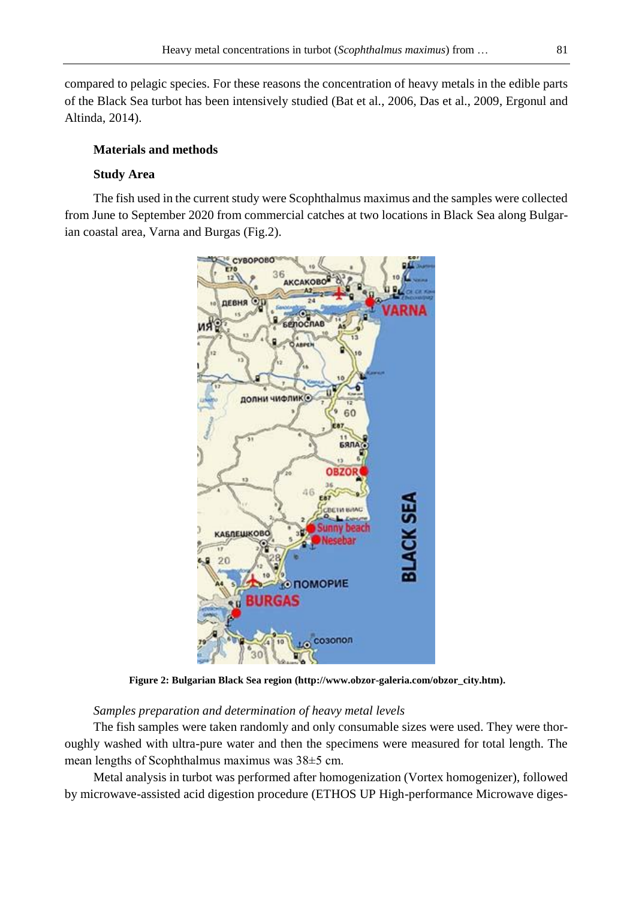compared to pelagic species. For these reasons the concentration of heavy metals in the edible parts of the Black Sea turbot has been intensively studied (Bat et al., 2006, Das et al., 2009, Ergonul and Altinda, 2014).

## Materials and methods

### Study Area

The fish used in the current study were Scophthalmus maximus and the samples were collected from June to September 2020 from commercial catches at two locations in Black Sea along Bulgarian coastal area, Varna and Burgas (Fig.2).

**Figure 2: Bulgarian Black Sea region (http://www.obzor-galeria.com/obzor_city.htm).**

### *Samples preparation and determination of heavy metal levels*

The fish samples were taken randomly and only consumable sizes were used. They were thoroughly washed with ultra-pure water and then the specimens were measured for total length. The mean lengths of Scophthalmus maximus was 38±5 cm.

Metal analysis in turbot was performed after homogenization (Vortex homogenizer), followed by microwave-assisted acid digestion procedure (ETHOS UP High-performance Microwave diges-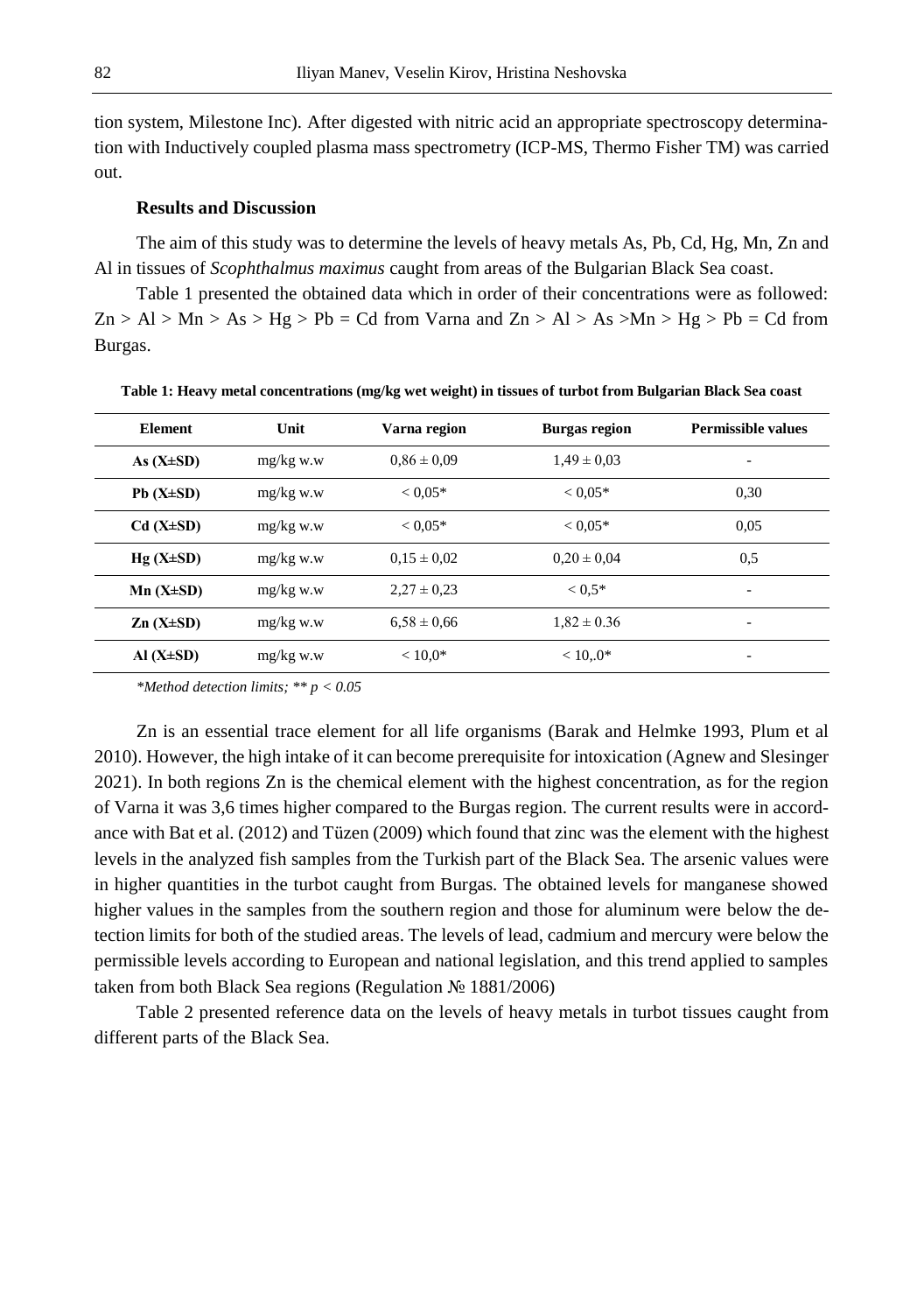tion system, Milestone Inc). After digested with nitric acid an appropriate spectroscopy determination with Inductively coupled plasma mass spectrometry (ICP-MS, Thermo Fisher TM) was carried out.

### Results and Discussion

The aim of this study was to determine the levels of heavy metals As, Pb, Cd, Hg, Mn, Zn and Al in tissues of *Scophthalmus maximus* caught from areas of the Bulgarian Black Sea coast.

Table 1 presented the obtained data which in order of their concentrations were as followed: Zn > Al > Mn > As > Hg > Pb = Cd from Varna and Zn > Al > As >Mn > Hg > Pb = Cd from Burgas.

**Table 1: Heavy metal concentrations (mg/kg wet weight) in tissues of turbot from Bulgarian Black Sea coast**

| Element | Unit | Varna region | Burgas region | Permissible values |
|---|---|---|---|---|
| **As (X±SD)** | mg/kg w.w | 0,86 ± 0,09 | 1,49 ± 0,03 | - |
| **Pb (X±SD)** | mg/kg w.w | < 0,05* | < 0,05* | 0,30 |
| **Cd (X±SD)** | mg/kg w.w | < 0,05* | < 0,05* | 0,05 |
| **Hg (X±SD)** | mg/kg w.w | 0,15 ± 0,02 | 0,20 ± 0,04 | 0,5 |
| **Mn (X±SD)** | mg/kg w.w | 2,27 ± 0,23 | < 0,5* | - |
| **Zn (X±SD)** | mg/kg w.w | 6,58 ± 0,66 | 1,82 ± 0.36 | - |
| **Al (X±SD)** | mg/kg w.w | < 10,0* | < 10,.0* | - |

*\*Method detection limits; \*\* $p < 0.05$*

Zn is an essential trace element for all life organisms (Barak and Helmke 1993, Plum et al 2010). However, the high intake of it can become prerequisite for intoxication (Agnew and Slesinger 2021). In both regions Zn is the chemical element with the highest concentration, as for the region of Varna it was 3,6 times higher compared to the Burgas region. The current results were in accordance with Bat et al. (2012) and Tüzen (2009) which found that zinc was the element with the highest levels in the analyzed fish samples from the Turkish part of the Black Sea. The arsenic values were in higher quantities in the turbot caught from Burgas. The obtained levels for manganese showed higher values in the samples from the southern region and those for aluminum were below the detection limits for both of the studied areas. The levels of lead, cadmium and mercury were below the permissible levels according to European and national legislation, and this trend applied to samples taken from both Black Sea regions (Regulation № 1881/2006)

Table 2 presented reference data on the levels of heavy metals in turbot tissues caught from different parts of the Black Sea.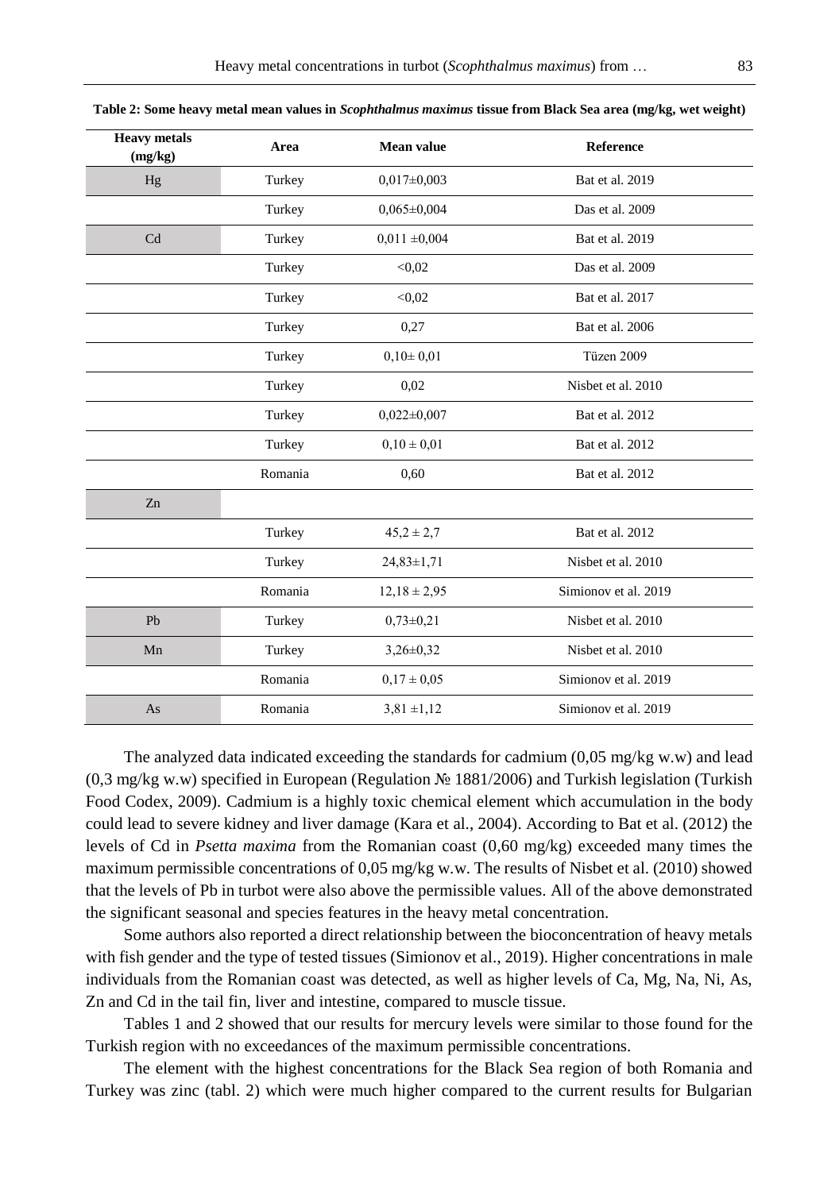**Table 2: Some heavy metal mean values in *Scophthalmus maximus* tissue from Black Sea area (mg/kg, wet weight)**

| Heavy metals (mg/kg) | Area | Mean value | Reference |
|---|---|---|---|
| Hg | Turkey | 0,017±0,003 | Bat et al. 2019 |
| | Turkey | 0,065±0,004 | Das et al. 2009 |
| Cd | Turkey | 0,011 ±0,004 | Bat et al. 2019 |
| | Turkey | <0,02 | Das et al. 2009 |
| | Turkey | <0,02 | Bat et al. 2017 |
| | Turkey | 0,27 | Bat et al. 2006 |
| | Turkey | 0,10± 0,01 | Tüzen 2009 |
| | Turkey | 0,02 | Nisbet et al. 2010 |
| | Turkey | 0,022±0,007 | Bat et al. 2012 |
| | Turkey | 0,10 ± 0,01 | Bat et al. 2012 |
| | Romania | 0,60 | Bat et al. 2012 |
| Zn | | | |
| | Turkey | 45,2 ± 2,7 | Bat et al. 2012 |
| | Turkey | 24,83±1,71 | Nisbet et al. 2010 |
| | Romania | 12,18 ± 2,95 | Simionov et al. 2019 |
| Pb | Turkey | 0,73±0,21 | Nisbet et al. 2010 |
| Mn | Turkey | 3,26±0,32 | Nisbet et al. 2010 |
| | Romania | 0,17 ± 0,05 | Simionov et al. 2019 |
| As | Romania | 3,81 ±1,12 | Simionov et al. 2019 |

The analyzed data indicated exceeding the standards for cadmium (0,05 mg/kg w.w) and lead (0,3 mg/kg w.w) specified in European (Regulation № 1881/2006) and Turkish legislation (Turkish Food Codex, 2009). Cadmium is a highly toxic chemical element which accumulation in the body could lead to severe kidney and liver damage (Kara et al., 2004). According to Bat et al. (2012) the levels of Cd in *Psetta maxima* from the Romanian coast (0,60 mg/kg) exceeded many times the maximum permissible concentrations of 0,05 mg/kg w.w. The results of Nisbet et al. (2010) showed that the levels of Pb in turbot were also above the permissible values. All of the above demonstrated the significant seasonal and species features in the heavy metal concentration.

Some authors also reported a direct relationship between the bioconcentration of heavy metals with fish gender and the type of tested tissues (Simionov et al., 2019). Higher concentrations in male individuals from the Romanian coast was detected, as well as higher levels of Ca, Mg, Na, Ni, As, Zn and Cd in the tail fin, liver and intestine, compared to muscle tissue.

Tables 1 and 2 showed that our results for mercury levels were similar to those found for the Turkish region with no exceedances of the maximum permissible concentrations.

The element with the highest concentrations for the Black Sea region of both Romania and Turkey was zinc (tabl. 2) which were much higher compared to the current results for Bulgarian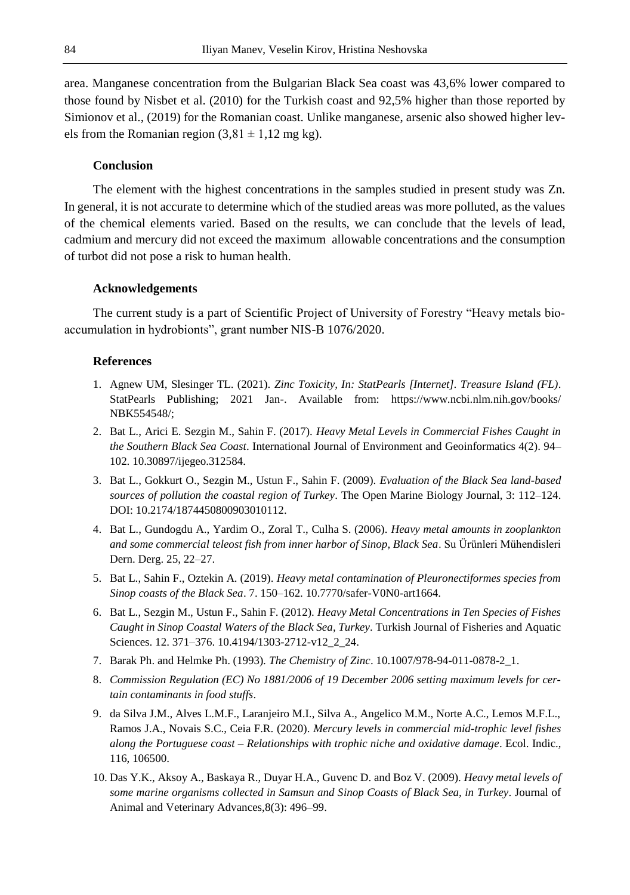area. Manganese concentration from the Bulgarian Black Sea coast was 43,6% lower compared to those found by Nisbet et al. (2010) for the Turkish coast and 92,5% higher than those reported by Simionov et al., (2019) for the Romanian coast. Unlike manganese, arsenic also showed higher levels from the Romanian region ($3{,}81 \pm 1{,}12$ mg kg).

### Conclusion

The element with the highest concentrations in the samples studied in present study was Zn. In general, it is not accurate to determine which of the studied areas was more polluted, as the values of the chemical elements varied. Based on the results, we can conclude that the levels of lead, cadmium and mercury did not exceed the maximum allowable concentrations and the consumption of turbot did not pose a risk to human health.

### Acknowledgements

The current study is a part of Scientific Project of University of Forestry "Heavy metals bioaccumulation in hydrobionts", grant number NIS-B 1076/2020.

### References

1. Agnew UM, Slesinger TL. (2021). *Zinc Toxicity, In: StatPearls [Internet]. Treasure Island (FL)*. StatPearls Publishing; 2021 Jan-. Available from: https://www.ncbi.nlm.nih.gov/books/NBK554548/;
2. Bat L., Arici E. Sezgin M., Sahin F. (2017). *Heavy Metal Levels in Commercial Fishes Caught in the Southern Black Sea Coast*. International Journal of Environment and Geoinformatics 4(2). 94–102. 10.30897/ijegeo.312584.
3. Bat L., Gokkurt O., Sezgin M., Ustun F., Sahin F. (2009). *Evaluation of the Black Sea land-based sources of pollution the coastal region of Turkey*. The Open Marine Biology Journal, 3: 112–124. DOI: 10.2174/1874450800903010112.
4. Bat L., Gundogdu A., Yardim O., Zoral T., Culha S. (2006). *Heavy metal amounts in zooplankton and some commercial teleost fish from inner harbor of Sinop, Black Sea*. Su Ürünleri Mühendisleri Dern. Derg. 25, 22–27.
5. Bat L., Sahin F., Oztekin A. (2019). *Heavy metal contamination of Pleuronectiformes species from Sinop coasts of the Black Sea*. 7. 150–162. 10.7770/safer-V0N0-art1664.
6. Bat L., Sezgin M., Ustun F., Sahin F. (2012). *Heavy Metal Concentrations in Ten Species of Fishes Caught in Sinop Coastal Waters of the Black Sea, Turkey*. Turkish Journal of Fisheries and Aquatic Sciences. 12. 371–376. 10.4194/1303-2712-v12_2_24.
7. Barak Ph. and Helmke Ph. (1993). *The Chemistry of Zinc*. 10.1007/978-94-011-0878-2_1.
8. *Commission Regulation (EC) No 1881/2006 of 19 December 2006 setting maximum levels for certain contaminants in food stuffs*.
9. da Silva J.M., Alves L.M.F., Laranjeiro M.I., Silva A., Angelico M.M., Norte A.C., Lemos M.F.L., Ramos J.A., Novais S.C., Ceia F.R. (2020). *Mercury levels in commercial mid-trophic level fishes along the Portuguese coast – Relationships with trophic niche and oxidative damage*. Ecol. Indic., 116, 106500.
10. Das Y.K., Aksoy A., Baskaya R., Duyar H.A., Guvenc D. and Boz V. (2009). *Heavy metal levels of some marine organisms collected in Samsun and Sinop Coasts of Black Sea, in Turkey*. Journal of Animal and Veterinary Advances,8(3): 496–99.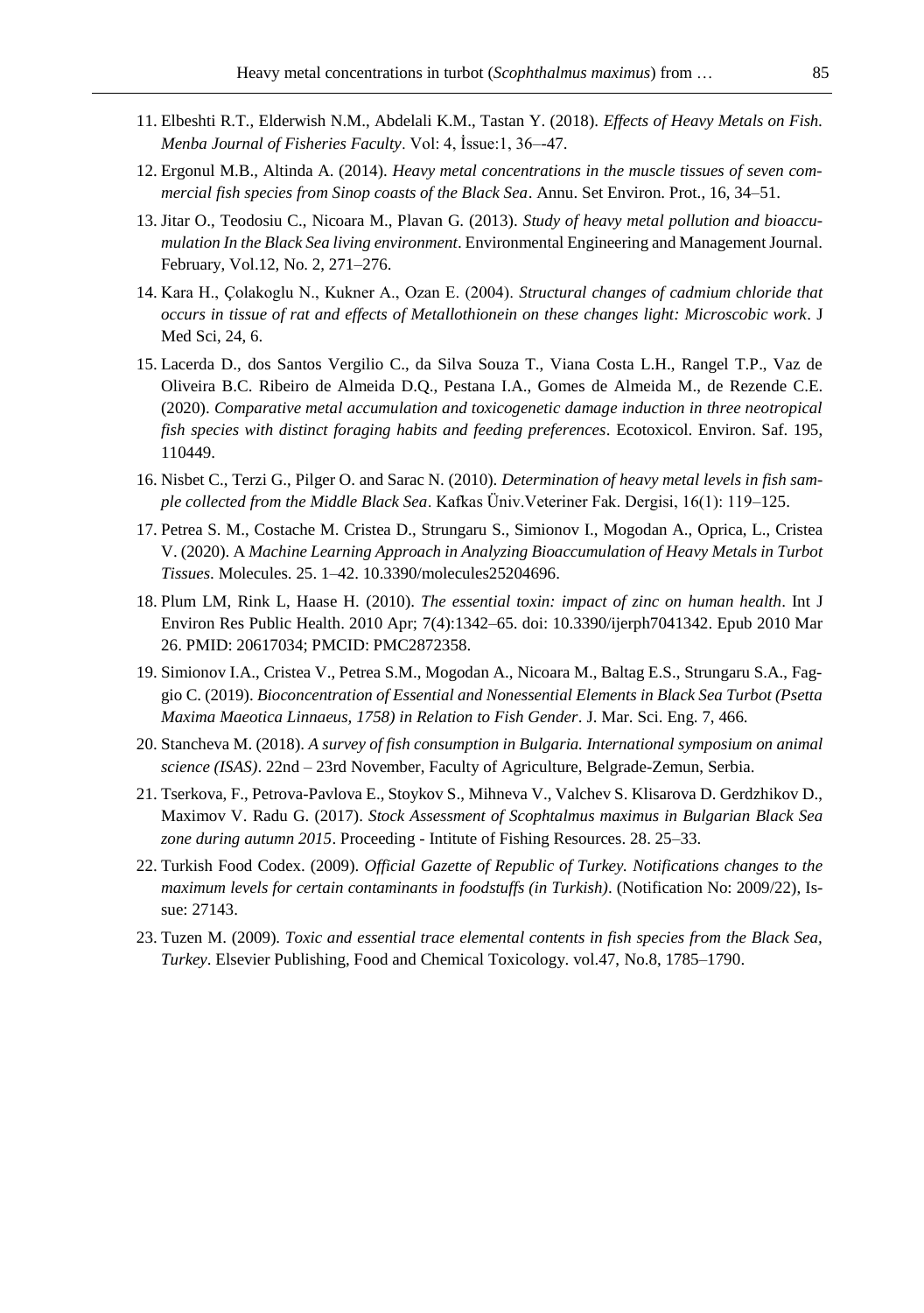11. Elbeshti R.T., Elderwish N.M., Abdelali K.M., Tastan Y. (2018). *Effects of Heavy Metals on Fish. Menba Journal of Fisheries Faculty*. Vol: 4, İssue:1, 36–-47.

12. Ergonul M.B., Altinda A. (2014). *Heavy metal concentrations in the muscle tissues of seven commercial fish species from Sinop coasts of the Black Sea*. Annu. Set Environ. Prot., 16, 34–51.

13. Jitar O., Teodosiu C., Nicoara M., Plavan G. (2013). *Study of heavy metal pollution and bioaccumulation In the Black Sea living environment*. Environmental Engineering and Management Journal. February, Vol.12, No. 2, 271–276.

14. Kara H., Çolakoglu N., Kukner A., Ozan E. (2004). *Structural changes of cadmium chloride that occurs in tissue of rat and effects of Metallothionein on these changes light: Microscobic work*. J Med Sci, 24, 6.

15. Lacerda D., dos Santos Vergilio C., da Silva Souza T., Viana Costa L.H., Rangel T.P., Vaz de Oliveira B.C. Ribeiro de Almeida D.Q., Pestana I.A., Gomes de Almeida M., de Rezende C.E. (2020). *Comparative metal accumulation and toxicogenetic damage induction in three neotropical fish species with distinct foraging habits and feeding preferences*. Ecotoxicol. Environ. Saf. 195, 110449.

16. Nisbet C., Terzi G., Pilger O. and Sarac N. (2010). *Determination of heavy metal levels in fish sample collected from the Middle Black Sea*. Kafkas Üniv.Veteriner Fak. Dergisi, 16(1): 119–125.

17. Petrea S. M., Costache M. Cristea D., Strungaru S., Simionov I., Mogodan A., Oprica, L., Cristea V. (2020). A *Machine Learning Approach in Analyzing Bioaccumulation of Heavy Metals in Turbot Tissues*. Molecules. 25. 1–42. 10.3390/molecules25204696.

18. Plum LM, Rink L, Haase H. (2010). *The essential toxin: impact of zinc on human health*. Int J Environ Res Public Health. 2010 Apr; 7(4):1342–65. doi: 10.3390/ijerph7041342. Epub 2010 Mar 26. PMID: 20617034; PMCID: PMC2872358.

19. Simionov I.A., Cristea V., Petrea S.M., Mogodan A., Nicoara M., Baltag E.S., Strungaru S.A., Faggio C. (2019). *Bioconcentration of Essential and Nonessential Elements in Black Sea Turbot (Psetta Maxima Maeotica Linnaeus, 1758) in Relation to Fish Gender*. J. Mar. Sci. Eng. 7, 466.

20. Stancheva M. (2018). *A survey of fish consumption in Bulgaria. International symposium on animal science (ISAS)*. 22nd – 23rd November, Faculty of Agriculture, Belgrade-Zemun, Serbia.

21. Tserkova, F., Petrova-Pavlova E., Stoykov S., Mihneva V., Valchev S. Klisarova D. Gerdzhikov D., Maximov V. Radu G. (2017). *Stock Assessment of Scophtalmus maximus in Bulgarian Black Sea zone during autumn 2015*. Proceeding - Intitute of Fishing Resources. 28. 25–33.

22. Turkish Food Codex. (2009). *Official Gazette of Republic of Turkey. Notifications changes to the maximum levels for certain contaminants in foodstuffs (in Turkish)*. (Notification No: 2009/22), Issue: 27143.

23. Tuzen M. (2009). *Toxic and essential trace elemental contents in fish species from the Black Sea, Turkey*. Elsevier Publishing, Food and Chemical Toxicology. vol.47, No.8, 1785–1790.